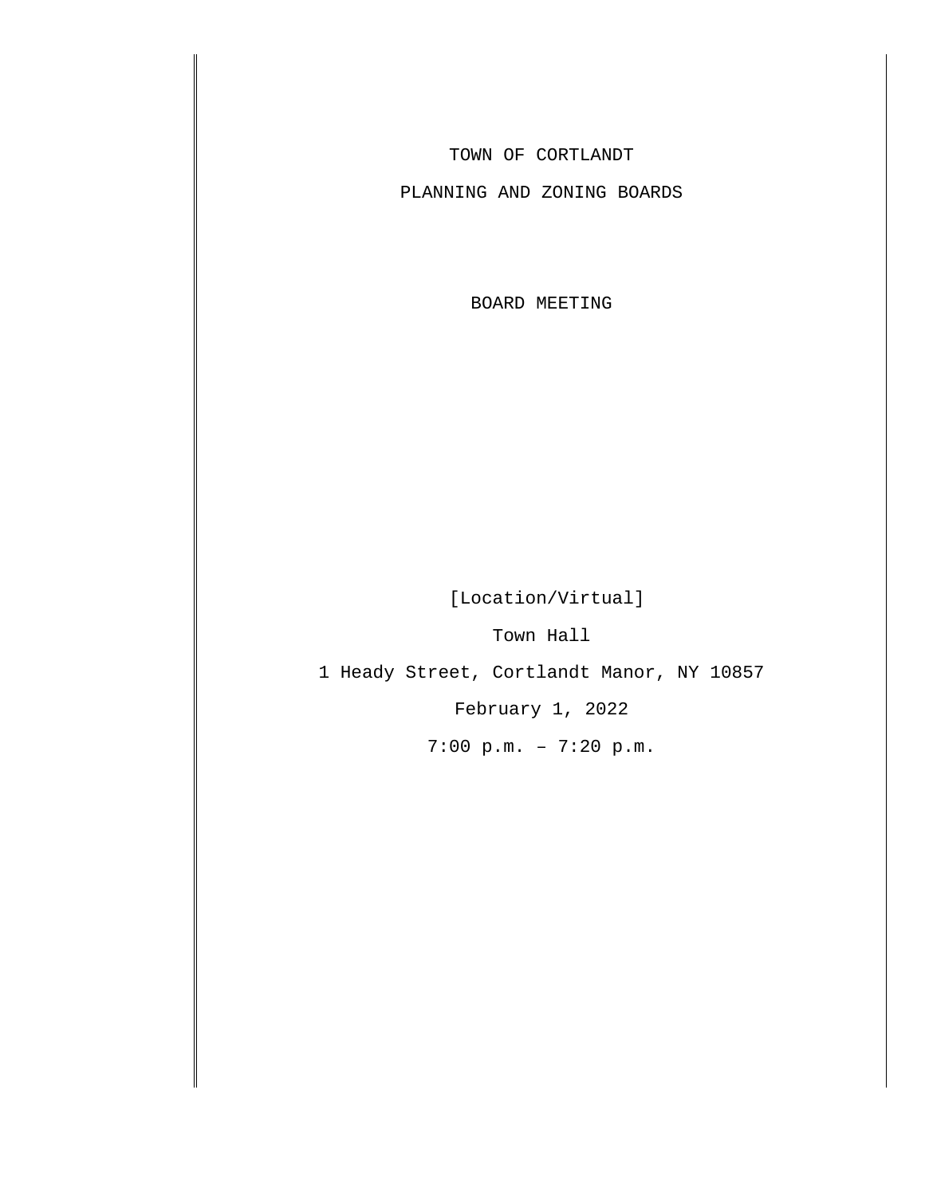TOWN OF CORTLANDT

PLANNING AND ZONING BOARDS

BOARD MEETING

[Location/Virtual]

Town Hall

1 Heady Street, Cortlandt Manor, NY 10857

February 1, 2022

7:00 p.m. – 7:20 p.m.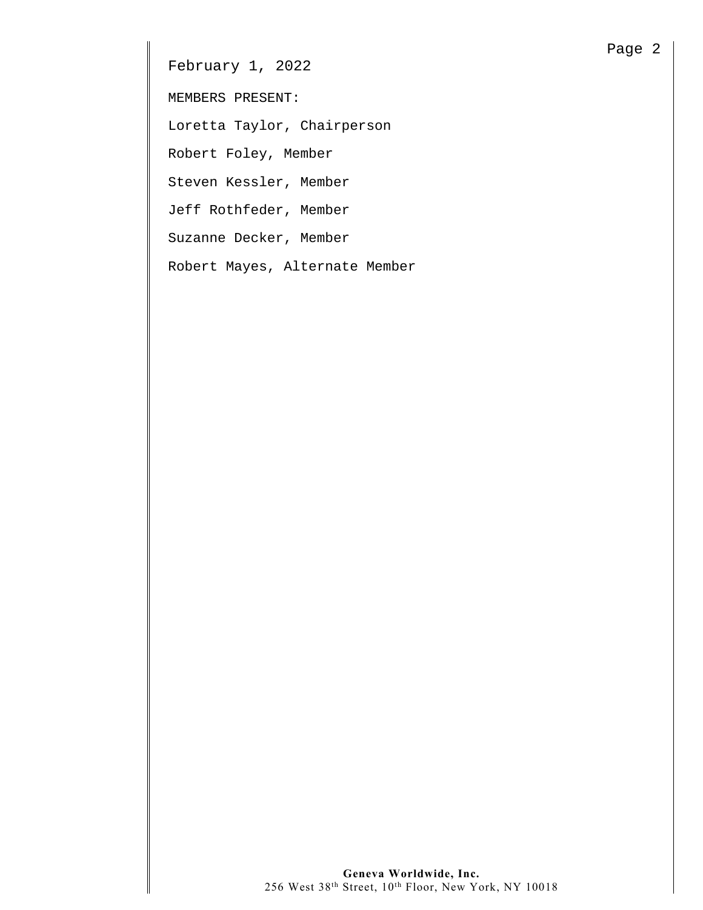February 1, 2022

MEMBERS PRESENT:

Loretta Taylor, Chairperson

Robert Foley, Member

Steven Kessler, Member

Jeff Rothfeder, Member

Suzanne Decker, Member

Robert Mayes, Alternate Member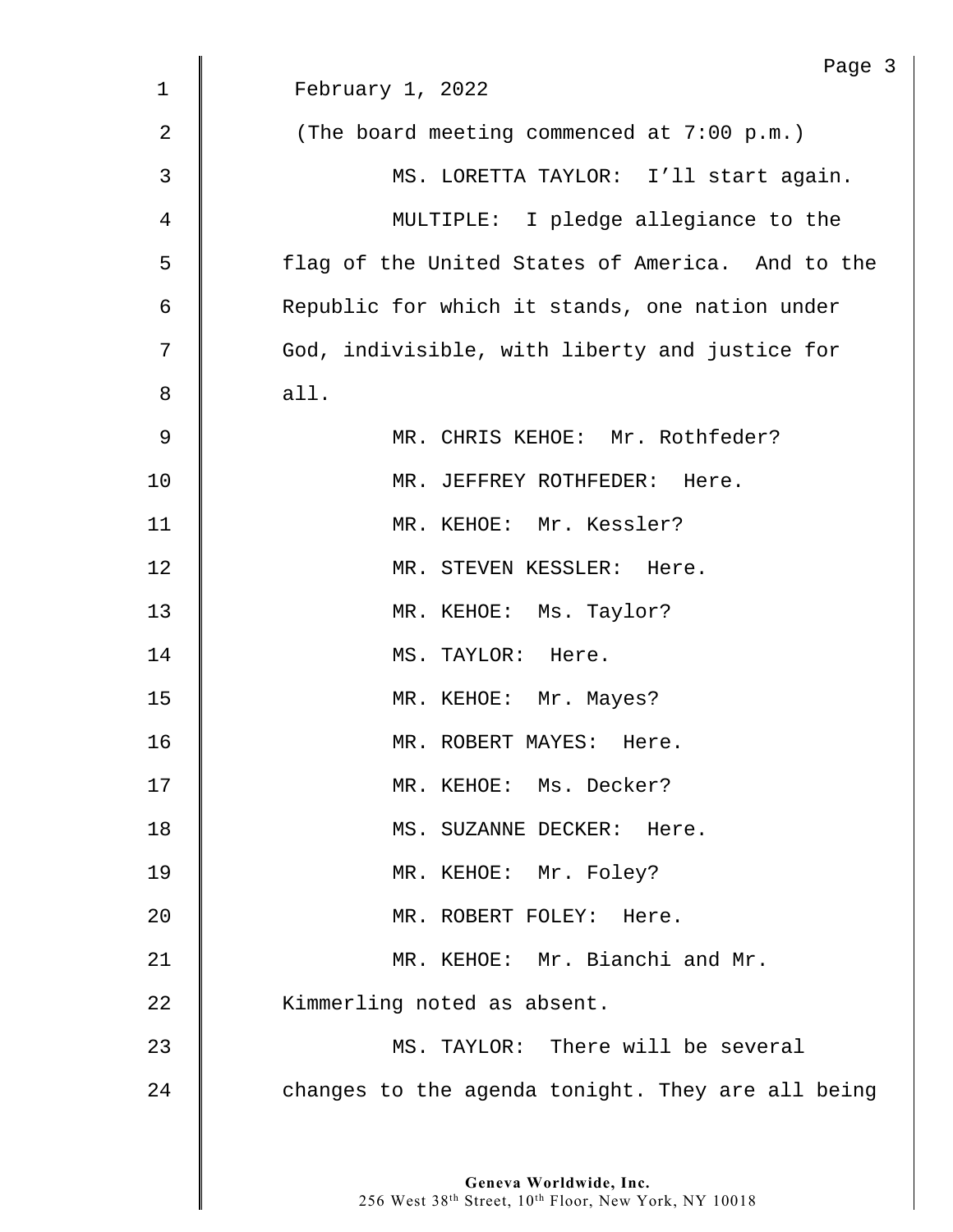February 1, 2022

(The board meeting commenced at 7:00 p.m.)

MS. LORETTA TAYLOR: I'll start again.

MULTIPLE: I pledge allegiance to the flag of the United States of America. And to the Republic for which it stands, one nation under God, indivisible, with liberty and justice for all.

MR. CHRIS KEHOE: Mr. Rothfeder?

MR. JEFFREY ROTHFEDER: Here.

MR. KEHOE: Mr. Kessler?

MR. STEVEN KESSLER: Here.

MR. KEHOE: Ms. Taylor?

MS. TAYLOR: Here.

MR. KEHOE: Mr. Mayes?

MR. ROBERT MAYES: Here.

MR. KEHOE: Ms. Decker?

MS. SUZANNE DECKER: Here.

MR. KEHOE: Mr. Foley?

MR. ROBERT FOLEY: Here.

MR. KEHOE: Mr. Bianchi and Mr. Kimmerling noted as absent.

MS. TAYLOR: There will be several changes to the agenda tonight. They are all being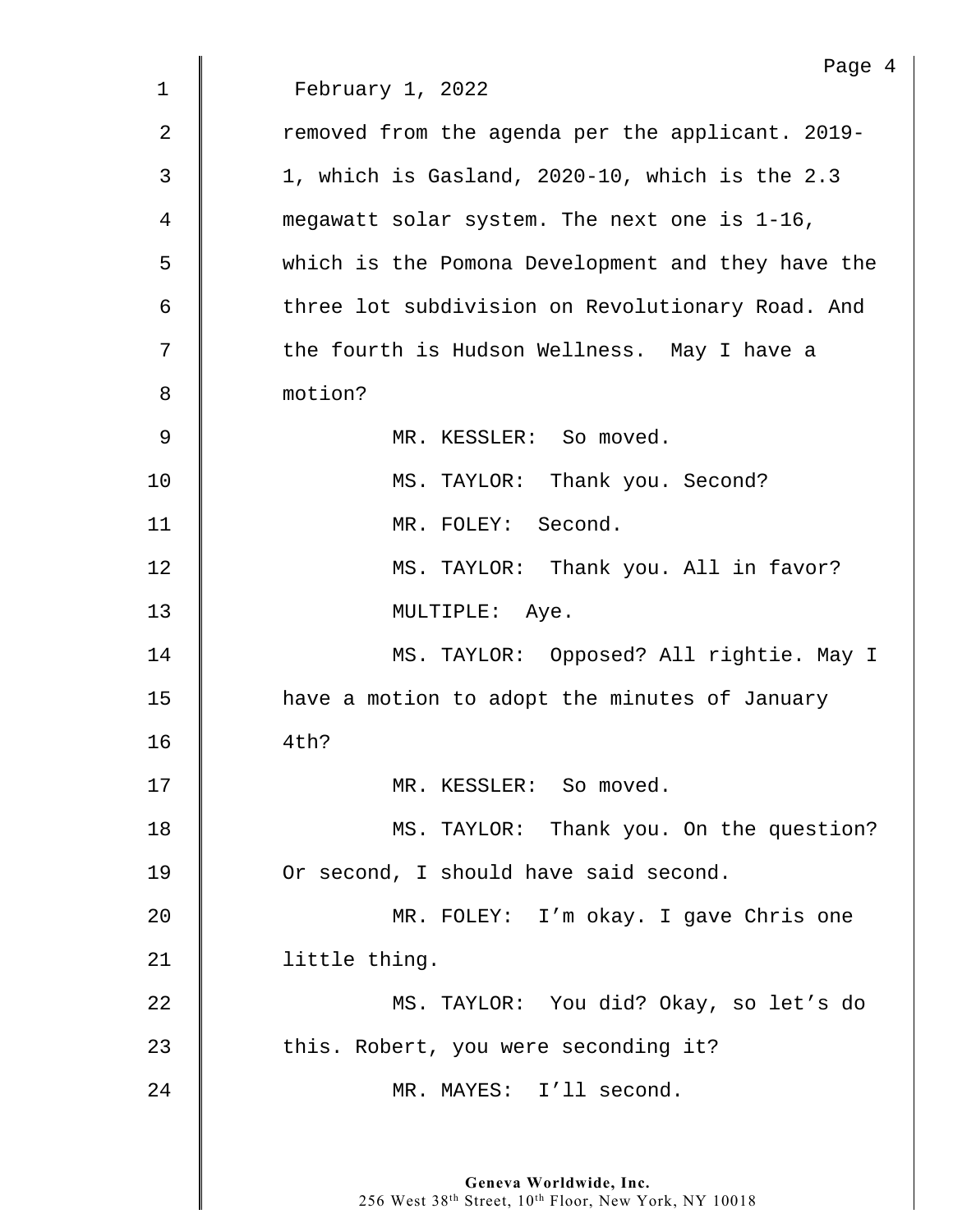February 1, 2022

removed from the agenda per the applicant. 2019-1, which is Gasland, 2020-10, which is the 2.3 megawatt solar system. The next one is 1-16, which is the Pomona Development and they have the three lot subdivision on Revolutionary Road. And the fourth is Hudson Wellness. May I have a motion?

MR. KESSLER: So moved.

MS. TAYLOR: Thank you. Second?

MR. FOLEY: Second.

MS. TAYLOR: Thank you. All in favor?

MULTIPLE: Aye.

MS. TAYLOR: Opposed? All rightie. May I have a motion to adopt the minutes of January 4th?

MR. KESSLER: So moved.

MS. TAYLOR: Thank you. On the question? Or second, I should have said second.

MR. FOLEY: I'm okay. I gave Chris one little thing.

MS. TAYLOR: You did? Okay, so let's do this. Robert, you were seconding it?

MR. MAYES: I'll second.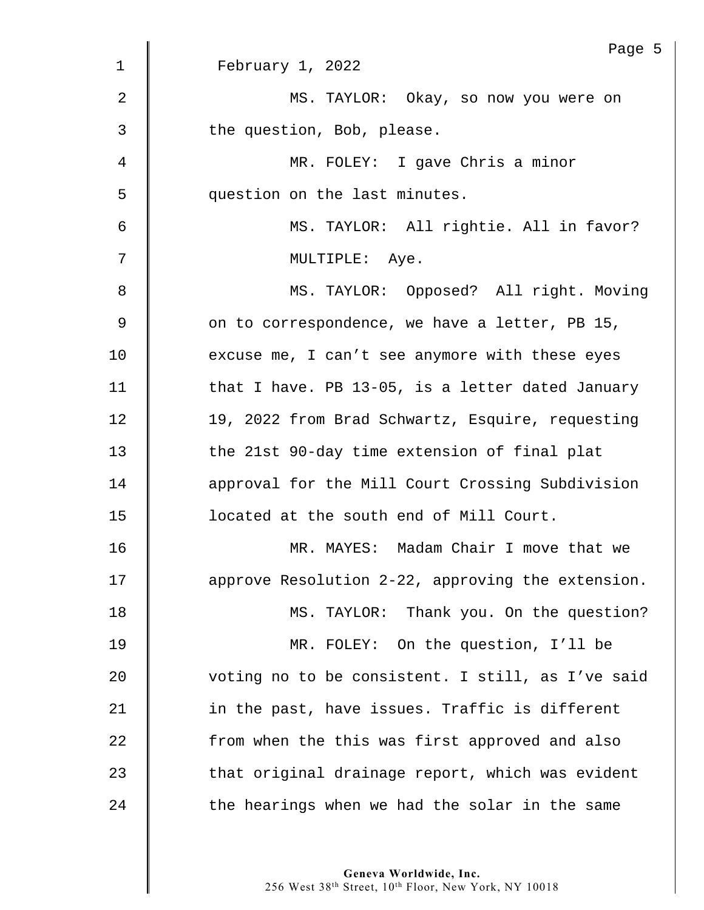February 1, 2022

MS. TAYLOR: Okay, so now you were on the question, Bob, please.

MR. FOLEY: I gave Chris a minor question on the last minutes.

MS. TAYLOR: All rightie. All in favor?

MULTIPLE: Aye.

MS. TAYLOR: Opposed? All right. Moving on to correspondence, we have a letter, PB 15, excuse me, I can't see anymore with these eyes that I have. PB 13-05, is a letter dated January 19, 2022 from Brad Schwartz, Esquire, requesting the 21st 90-day time extension of final plat approval for the Mill Court Crossing Subdivision located at the south end of Mill Court.

MR. MAYES: Madam Chair I move that we approve Resolution 2-22, approving the extension.

MS. TAYLOR: Thank you. On the question?

MR. FOLEY: On the question, I'll be voting no to be consistent. I still, as I've said in the past, have issues. Traffic is different from when the this was first approved and also that original drainage report, which was evident the hearings when we had the solar in the same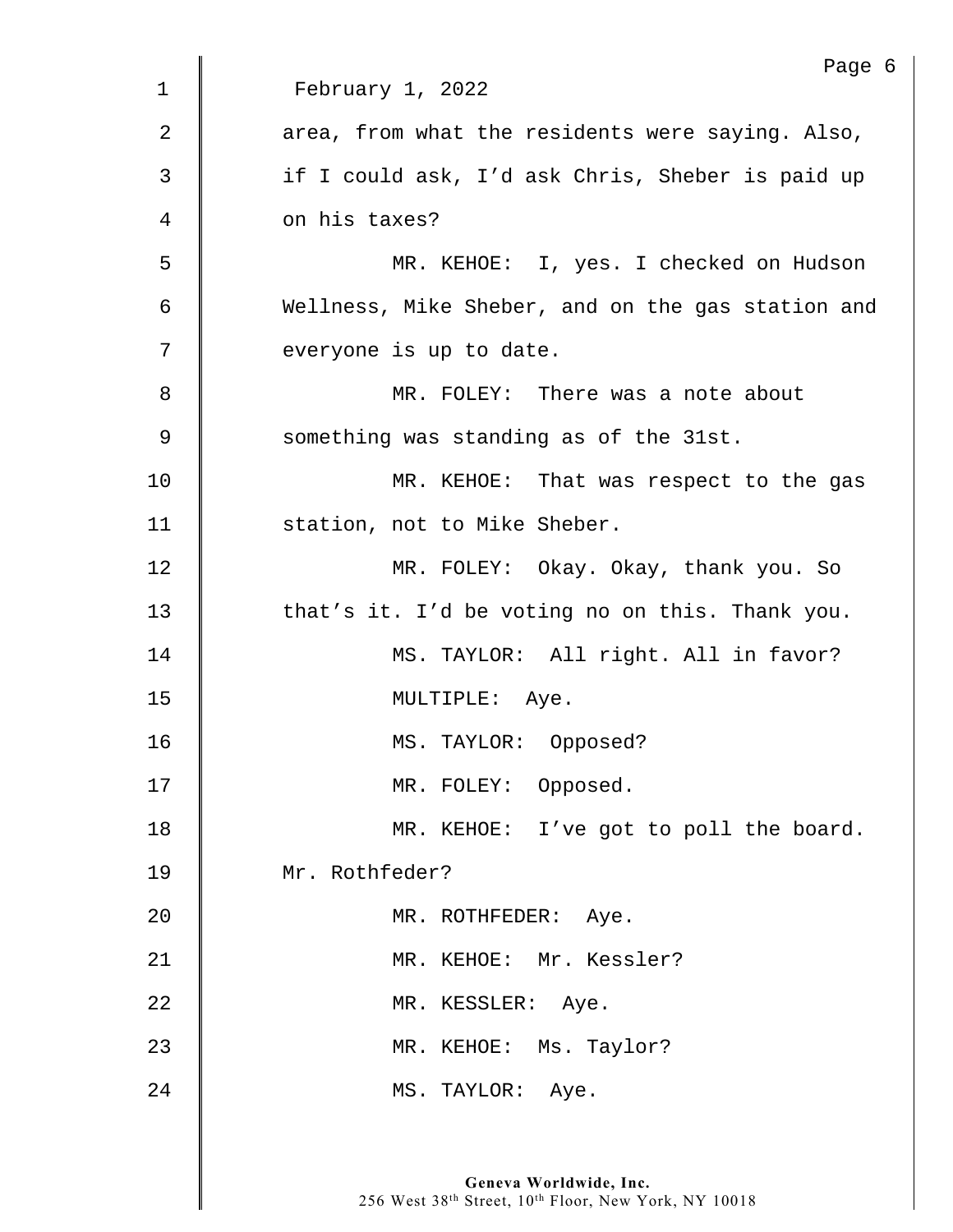February 1, 2022

area, from what the residents were saying. Also, if I could ask, I'd ask Chris, Sheber is paid up on his taxes?

MR. KEHOE: I, yes. I checked on Hudson Wellness, Mike Sheber, and on the gas station and everyone is up to date.

MR. FOLEY: There was a note about something was standing as of the 31st.

MR. KEHOE: That was respect to the gas station, not to Mike Sheber.

MR. FOLEY: Okay. Okay, thank you. So that's it. I'd be voting no on this. Thank you.

MS. TAYLOR: All right. All in favor?

MULTIPLE: Aye.

MS. TAYLOR: Opposed?

MR. FOLEY: Opposed.

MR. KEHOE: I've got to poll the board. Mr. Rothfeder?

MR. ROTHFEDER: Aye.

MR. KEHOE: Mr. Kessler?

MR. KESSLER: Aye.

MR. KEHOE: Ms. Taylor?

MS. TAYLOR: Aye.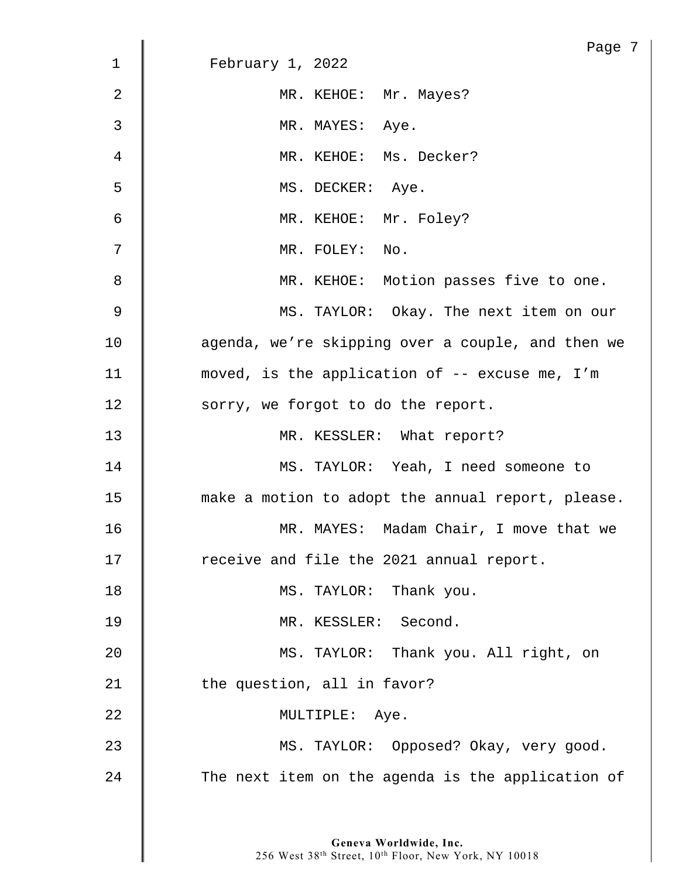February 1, 2022

MR. KEHOE: Mr. Mayes?

MR. MAYES: Aye.

MR. KEHOE: Ms. Decker?

MS. DECKER: Aye.

MR. KEHOE: Mr. Foley?

MR. FOLEY: No.

MR. KEHOE: Motion passes five to one.

MS. TAYLOR: Okay. The next item on our agenda, we're skipping over a couple, and then we moved, is the application of -- excuse me, I'm sorry, we forgot to do the report.

MR. KESSLER: What report?

MS. TAYLOR: Yeah, I need someone to make a motion to adopt the annual report, please.

MR. MAYES: Madam Chair, I move that we receive and file the 2021 annual report.

MS. TAYLOR: Thank you.

MR. KESSLER: Second.

MS. TAYLOR: Thank you. All right, on the question, all in favor?

MULTIPLE: Aye.

MS. TAYLOR: Opposed? Okay, very good. The next item on the agenda is the application of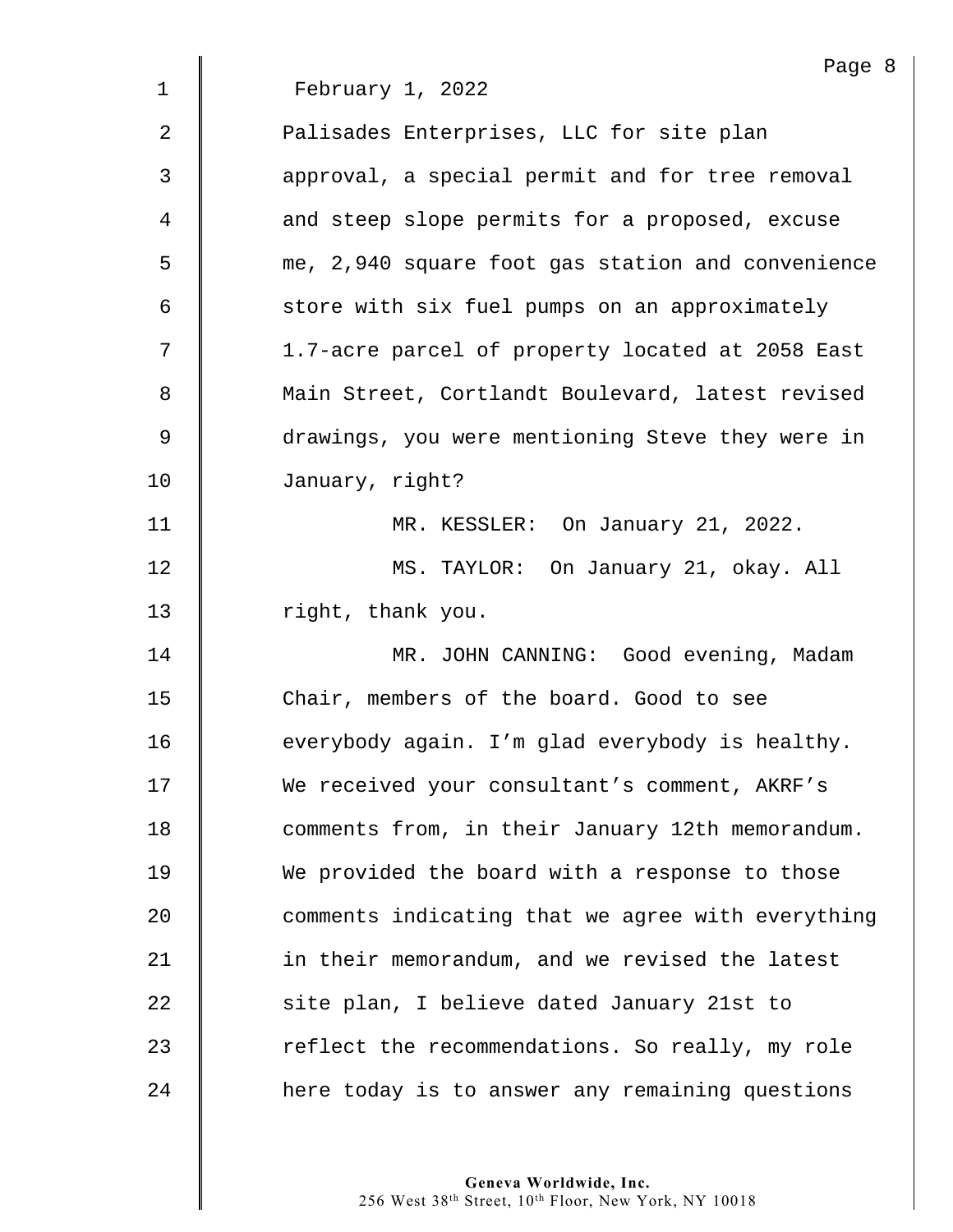February 1, 2022

Palisades Enterprises, LLC for site plan approval, a special permit and for tree removal and steep slope permits for a proposed, excuse me, 2,940 square foot gas station and convenience store with six fuel pumps on an approximately 1.7-acre parcel of property located at 2058 East Main Street, Cortlandt Boulevard, latest revised drawings, you were mentioning Steve they were in January, right?

MR. KESSLER: On January 21, 2022.

MS. TAYLOR: On January 21, okay. All right, thank you.

MR. JOHN CANNING: Good evening, Madam Chair, members of the board. Good to see everybody again. I'm glad everybody is healthy. We received your consultant's comment, AKRF's comments from, in their January 12th memorandum. We provided the board with a response to those comments indicating that we agree with everything in their memorandum, and we revised the latest site plan, I believe dated January 21st to reflect the recommendations. So really, my role here today is to answer any remaining questions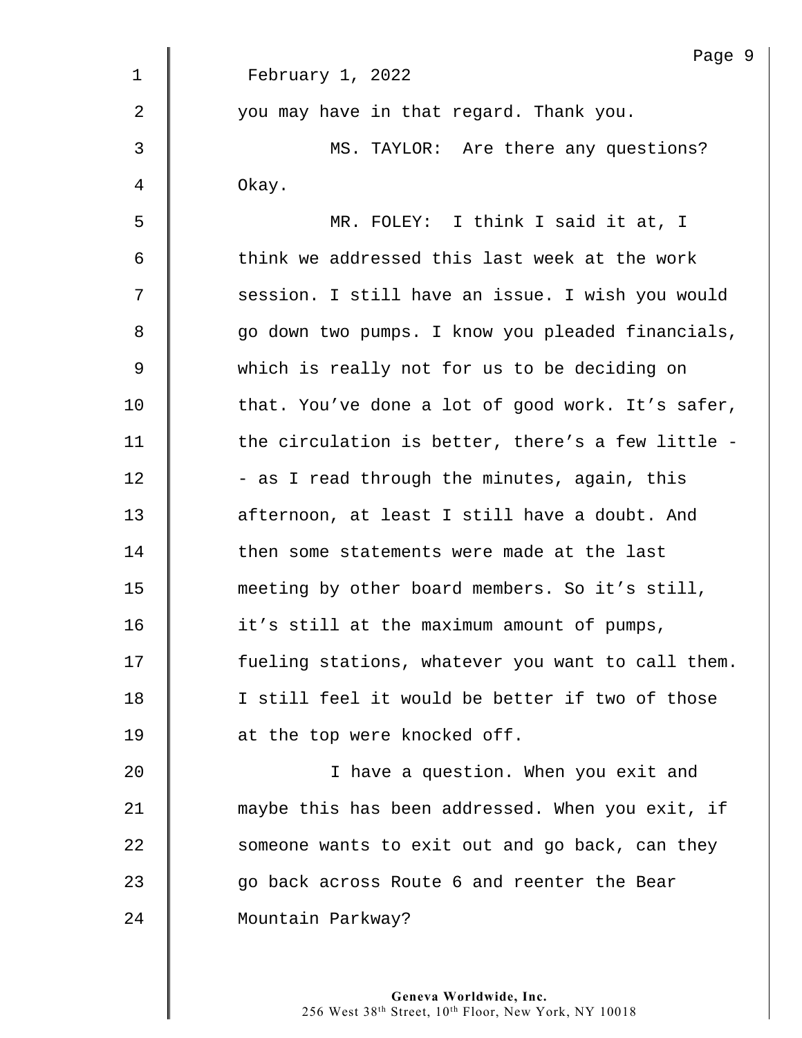February 1, 2022

you may have in that regard. Thank you.

MS. TAYLOR: Are there any questions? Okay.

MR. FOLEY: I think I said it at, I think we addressed this last week at the work session. I still have an issue. I wish you would go down two pumps. I know you pleaded financials, which is really not for us to be deciding on that. You've done a lot of good work. It's safer, the circulation is better, there's a few little -- as I read through the minutes, again, this afternoon, at least I still have a doubt. And then some statements were made at the last meeting by other board members. So it's still, it's still at the maximum amount of pumps, fueling stations, whatever you want to call them. I still feel it would be better if two of those at the top were knocked off.

I have a question. When you exit and maybe this has been addressed. When you exit, if someone wants to exit out and go back, can they go back across Route 6 and reenter the Bear Mountain Parkway?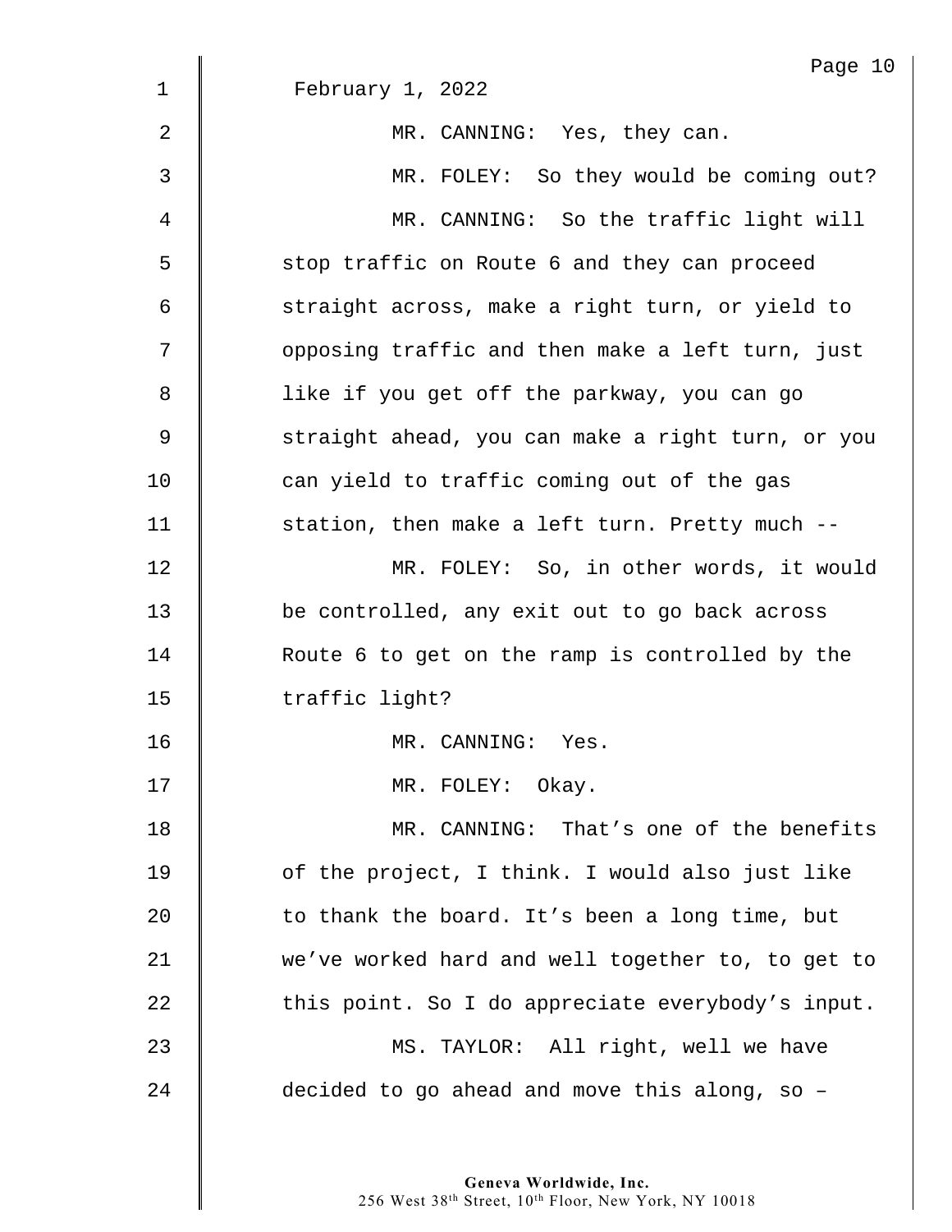February 1, 2022

MR. CANNING: Yes, they can.

MR. FOLEY: So they would be coming out?

MR. CANNING: So the traffic light will stop traffic on Route 6 and they can proceed straight across, make a right turn, or yield to opposing traffic and then make a left turn, just like if you get off the parkway, you can go straight ahead, you can make a right turn, or you can yield to traffic coming out of the gas station, then make a left turn. Pretty much --

MR. FOLEY: So, in other words, it would be controlled, any exit out to go back across Route 6 to get on the ramp is controlled by the traffic light?

MR. CANNING: Yes.

MR. FOLEY: Okay.

MR. CANNING: That's one of the benefits of the project, I think. I would also just like to thank the board. It's been a long time, but we've worked hard and well together to, to get to this point. So I do appreciate everybody's input.

MS. TAYLOR: All right, well we have decided to go ahead and move this along, so –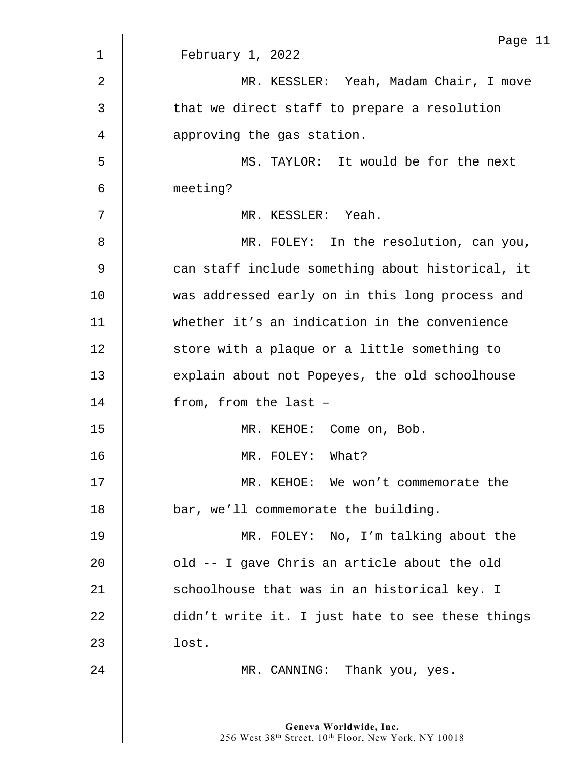February 1, 2022

MR. KESSLER: Yeah, Madam Chair, I move that we direct staff to prepare a resolution approving the gas station.

MS. TAYLOR: It would be for the next meeting?

MR. KESSLER: Yeah.

MR. FOLEY: In the resolution, can you, can staff include something about historical, it was addressed early on in this long process and whether it's an indication in the convenience store with a plaque or a little something to explain about not Popeyes, the old schoolhouse from, from the last –

MR. KEHOE: Come on, Bob.

MR. FOLEY: What?

MR. KEHOE: We won't commemorate the bar, we'll commemorate the building.

MR. FOLEY: No, I'm talking about the old -- I gave Chris an article about the old schoolhouse that was in an historical key. I didn't write it. I just hate to see these things lost.

MR. CANNING: Thank you, yes.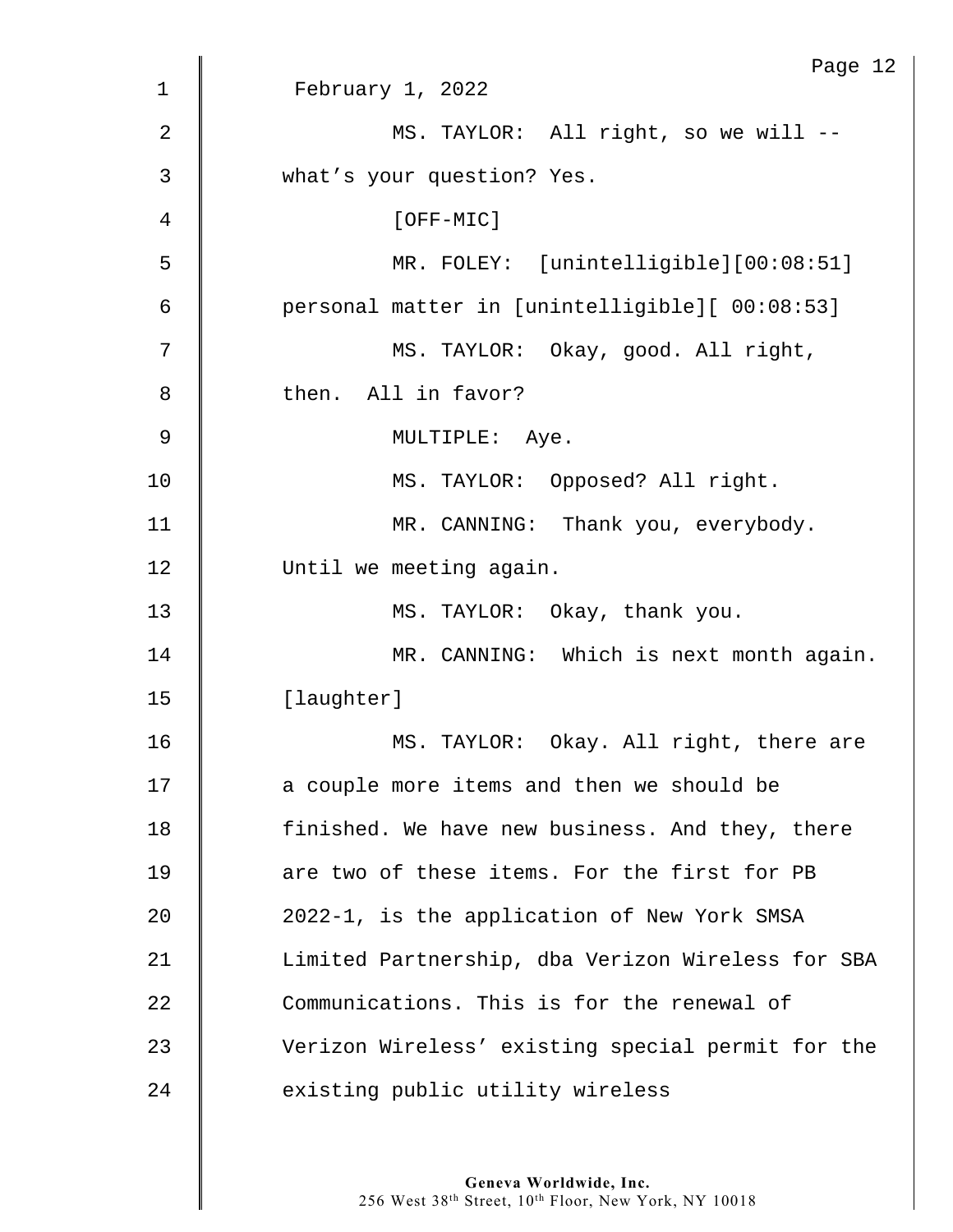February 1, 2022

MS. TAYLOR: All right, so we will -- what's your question? Yes.

[OFF-MIC]

MR. FOLEY: [unintelligible][00:08:51] personal matter in [unintelligible][ 00:08:53]

MS. TAYLOR: Okay, good. All right, then. All in favor?

MULTIPLE: Aye.

MS. TAYLOR: Opposed? All right.

MR. CANNING: Thank you, everybody. Until we meeting again.

MS. TAYLOR: Okay, thank you.

MR. CANNING: Which is next month again. [laughter]

MS. TAYLOR: Okay. All right, there are a couple more items and then we should be finished. We have new business. And they, there are two of these items. For the first for PB 2022-1, is the application of New York SMSA Limited Partnership, dba Verizon Wireless for SBA Communications. This is for the renewal of Verizon Wireless' existing special permit for the existing public utility wireless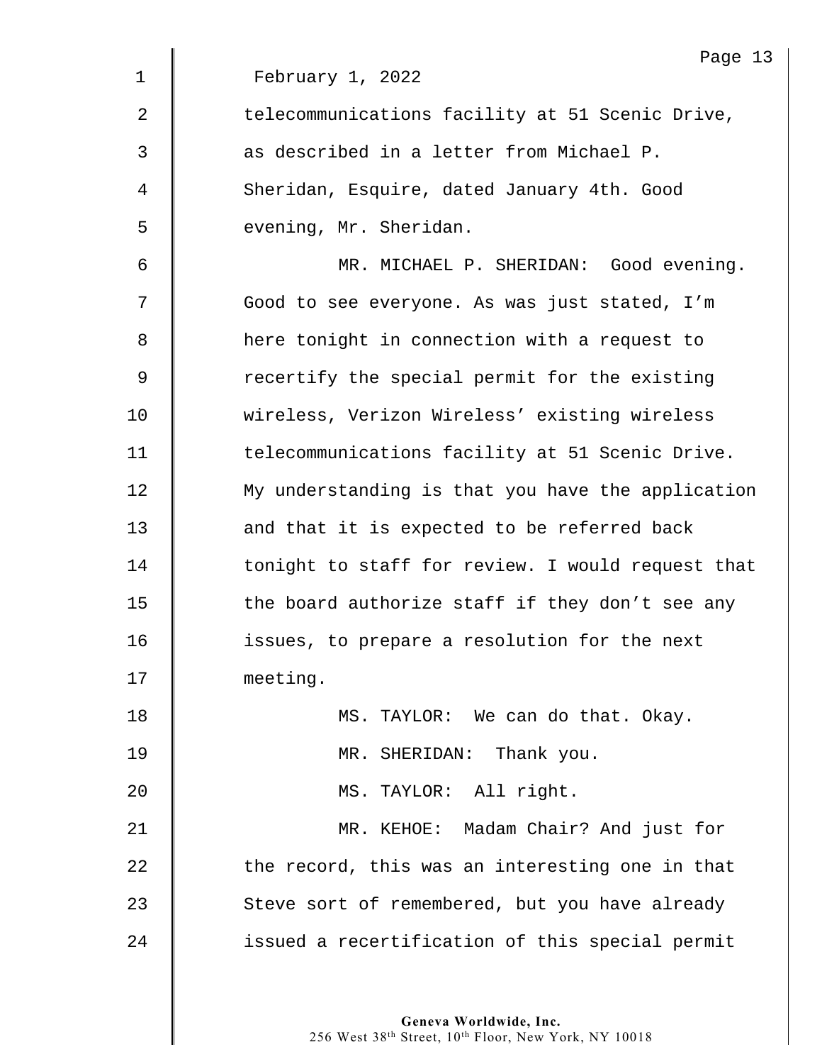February 1, 2022

telecommunications facility at 51 Scenic Drive, as described in a letter from Michael P. Sheridan, Esquire, dated January 4th. Good evening, Mr. Sheridan.

MR. MICHAEL P. SHERIDAN: Good evening. Good to see everyone. As was just stated, I'm here tonight in connection with a request to recertify the special permit for the existing wireless, Verizon Wireless' existing wireless telecommunications facility at 51 Scenic Drive. My understanding is that you have the application and that it is expected to be referred back tonight to staff for review. I would request that the board authorize staff if they don't see any issues, to prepare a resolution for the next meeting.

MS. TAYLOR: We can do that. Okay.

MR. SHERIDAN: Thank you.

MS. TAYLOR: All right.

MR. KEHOE: Madam Chair? And just for the record, this was an interesting one in that Steve sort of remembered, but you have already issued a recertification of this special permit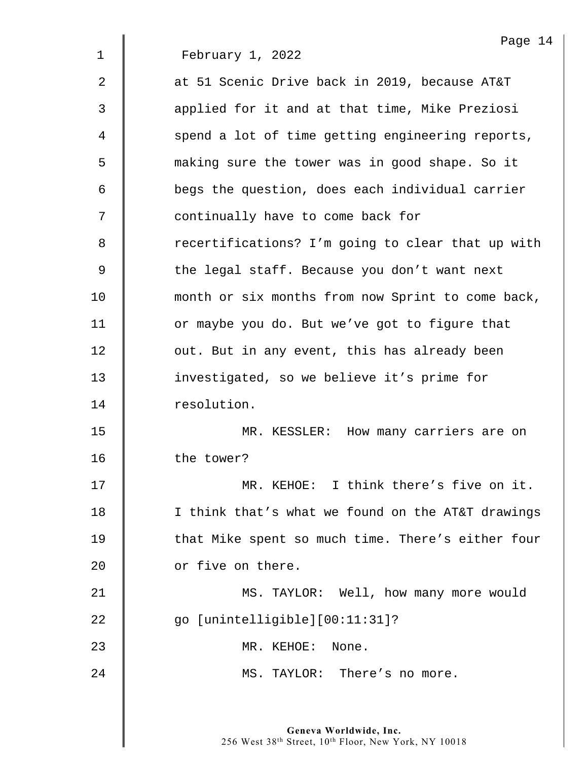February 1, 2022

at 51 Scenic Drive back in 2019, because AT&T applied for it and at that time, Mike Preziosi spend a lot of time getting engineering reports, making sure the tower was in good shape. So it begs the question, does each individual carrier continually have to come back for recertifications? I'm going to clear that up with the legal staff. Because you don't want next month or six months from now Sprint to come back, or maybe you do. But we've got to figure that out. But in any event, this has already been investigated, so we believe it's prime for resolution.

MR. KESSLER: How many carriers are on the tower?

MR. KEHOE: I think there's five on it. I think that's what we found on the AT&T drawings that Mike spent so much time. There's either four or five on there.

MS. TAYLOR: Well, how many more would go [unintelligible][00:11:31]?

MR. KEHOE: None.

MS. TAYLOR: There's no more.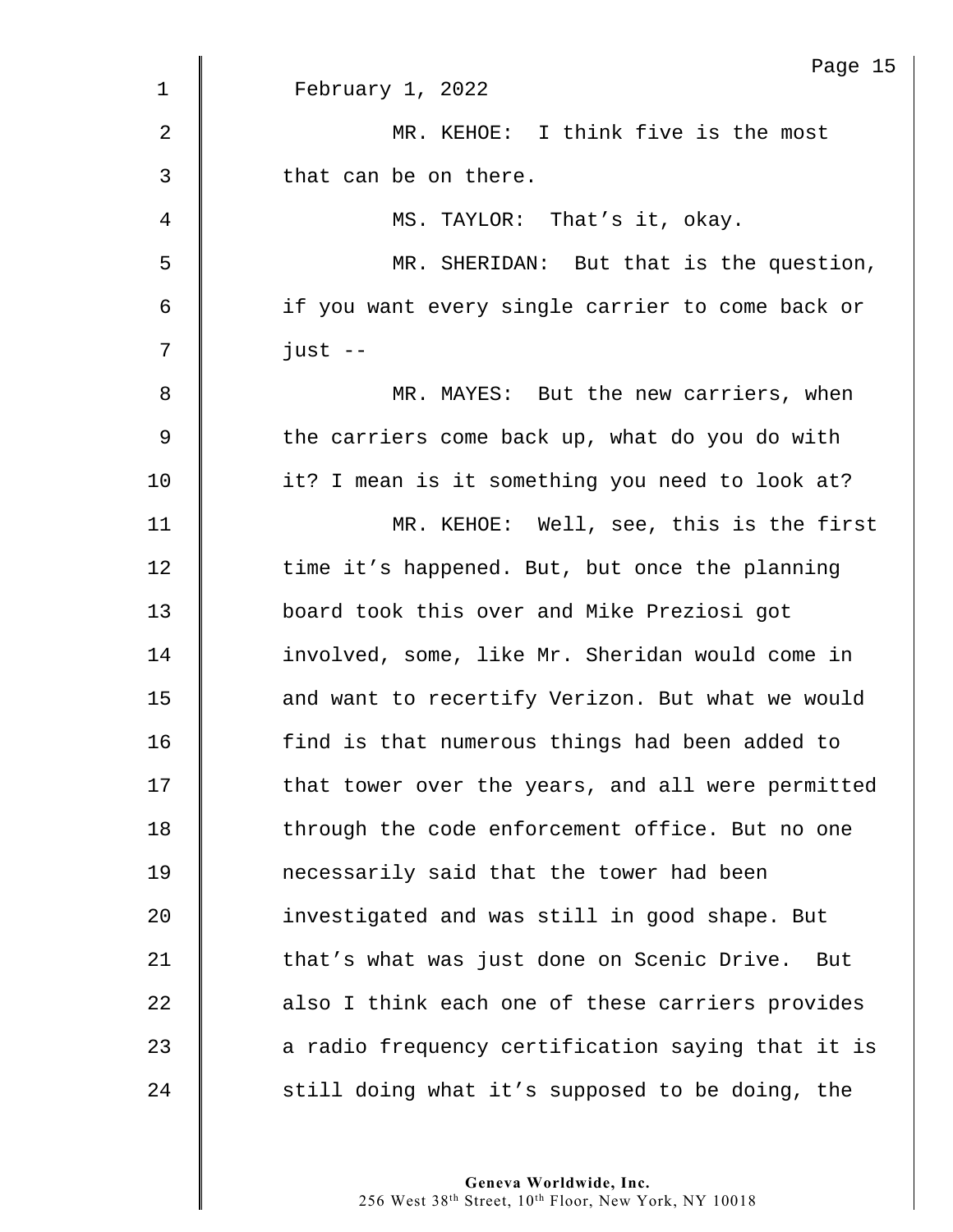February 1, 2022

MR. KEHOE: I think five is the most that can be on there.

MS. TAYLOR: That's it, okay.

MR. SHERIDAN: But that is the question, if you want every single carrier to come back or just --

MR. MAYES: But the new carriers, when the carriers come back up, what do you do with it? I mean is it something you need to look at?

MR. KEHOE: Well, see, this is the first time it's happened. But, but once the planning board took this over and Mike Preziosi got involved, some, like Mr. Sheridan would come in and want to recertify Verizon. But what we would find is that numerous things had been added to that tower over the years, and all were permitted through the code enforcement office. But no one necessarily said that the tower had been investigated and was still in good shape. But that's what was just done on Scenic Drive. But also I think each one of these carriers provides a radio frequency certification saying that it is still doing what it's supposed to be doing, the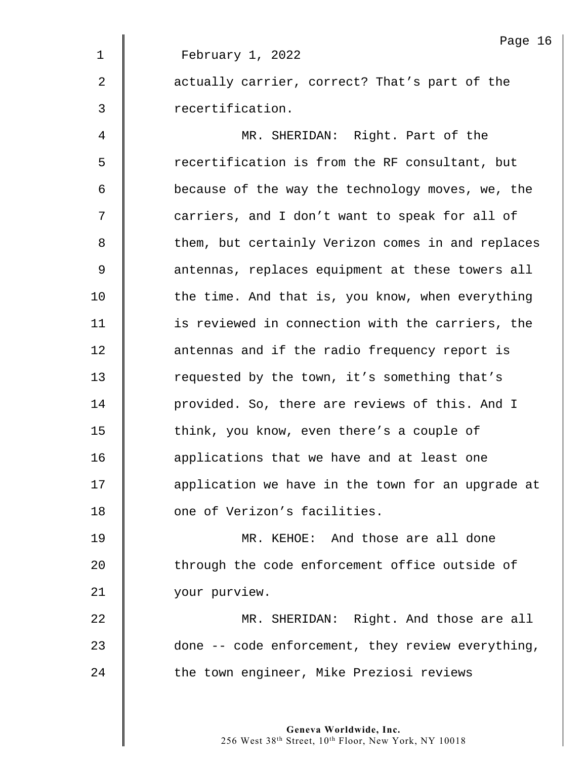February 1, 2022

actually carrier, correct? That’s part of the recertification.

MR. SHERIDAN: Right. Part of the recertification is from the RF consultant, but because of the way the technology moves, we, the carriers, and I don’t want to speak for all of them, but certainly Verizon comes in and replaces antennas, replaces equipment at these towers all the time. And that is, you know, when everything is reviewed in connection with the carriers, the antennas and if the radio frequency report is requested by the town, it’s something that’s provided. So, there are reviews of this. And I think, you know, even there’s a couple of applications that we have and at least one application we have in the town for an upgrade at one of Verizon’s facilities.

MR. KEHOE: And those are all done through the code enforcement office outside of your purview.

MR. SHERIDAN: Right. And those are all done -- code enforcement, they review everything, the town engineer, Mike Preziosi reviews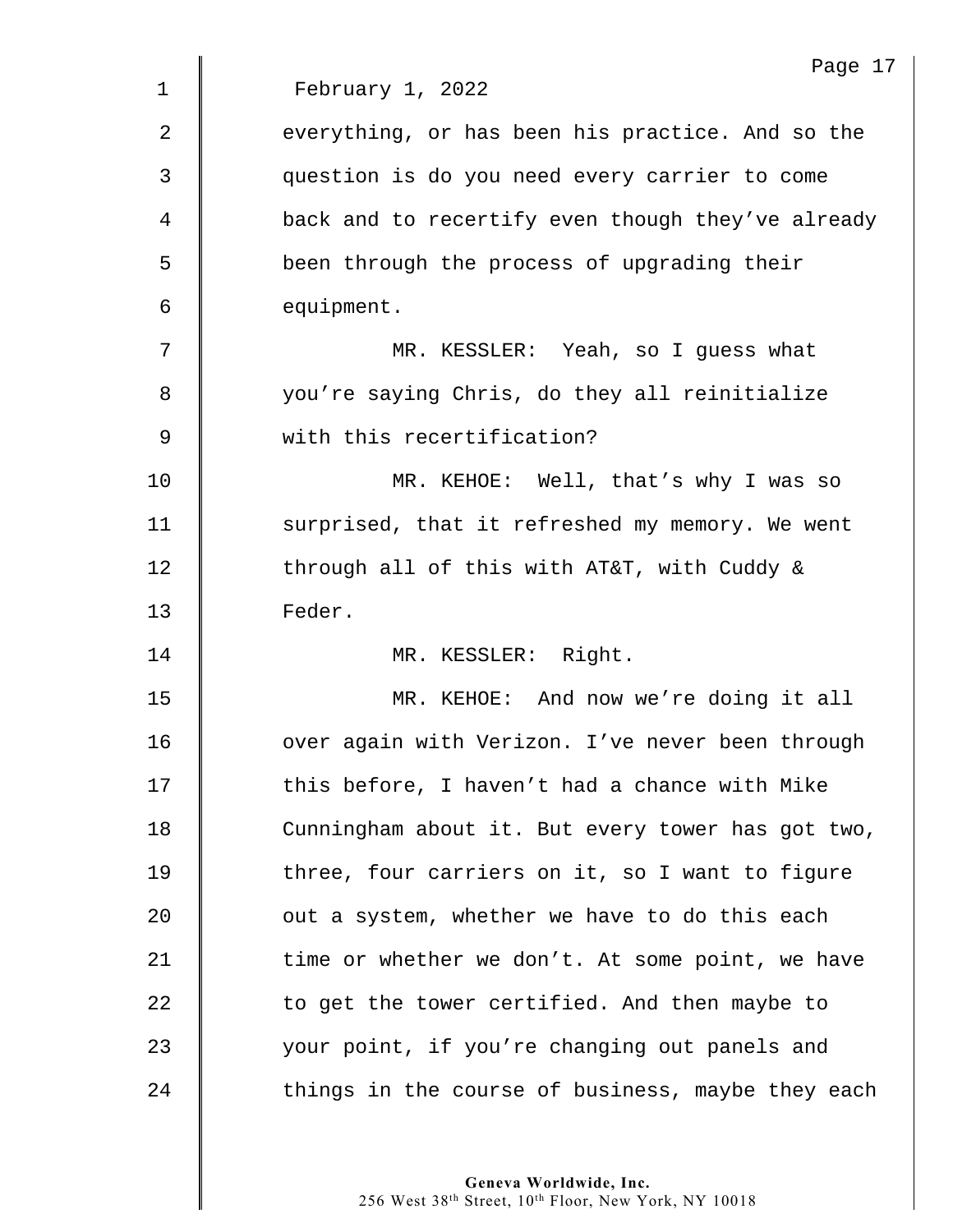February 1, 2022

everything, or has been his practice. And so the question is do you need every carrier to come back and to recertify even though they've already been through the process of upgrading their equipment.

MR. KESSLER: Yeah, so I guess what you're saying Chris, do they all reinitialize with this recertification?

MR. KEHOE: Well, that's why I was so surprised, that it refreshed my memory. We went through all of this with AT&T, with Cuddy & Feder.

MR. KESSLER: Right.

MR. KEHOE: And now we're doing it all over again with Verizon. I've never been through this before, I haven't had a chance with Mike Cunningham about it. But every tower has got two, three, four carriers on it, so I want to figure out a system, whether we have to do this each time or whether we don't. At some point, we have to get the tower certified. And then maybe to your point, if you're changing out panels and things in the course of business, maybe they each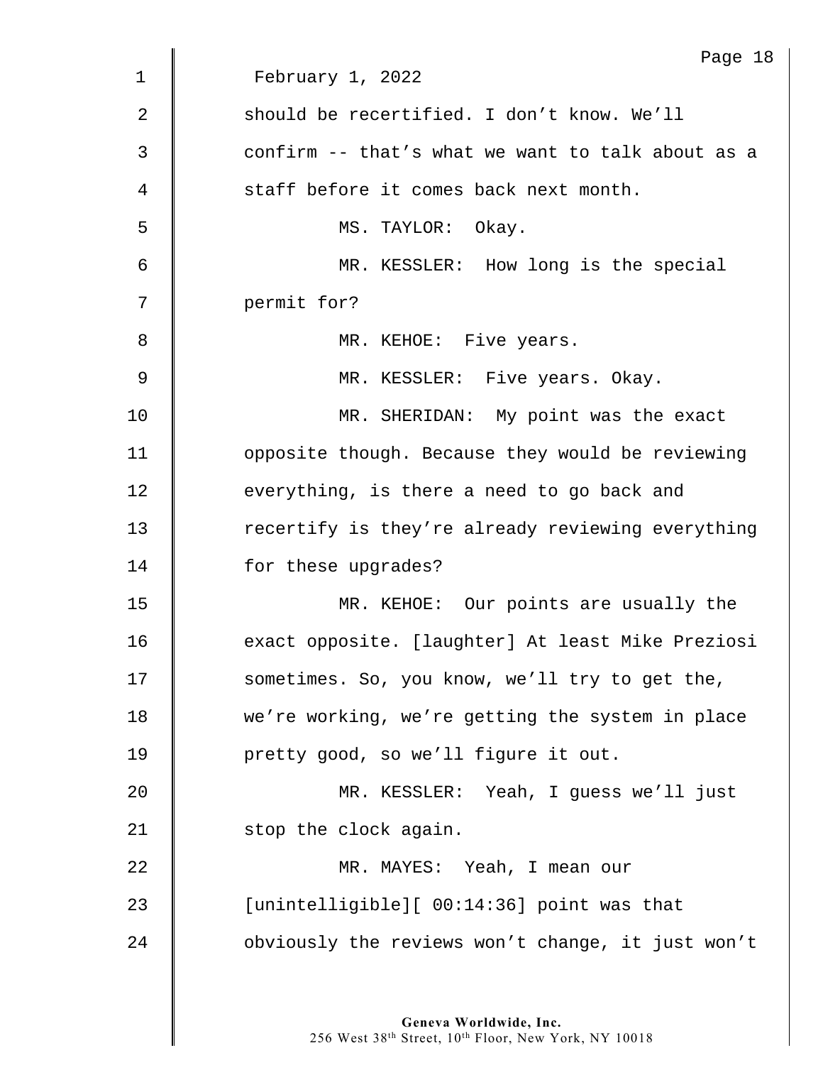February 1, 2022

should be recertified. I don't know. We'll confirm -- that's what we want to talk about as a staff before it comes back next month.

MS. TAYLOR: Okay.

MR. KESSLER: How long is the special permit for?

MR. KEHOE: Five years.

MR. KESSLER: Five years. Okay.

MR. SHERIDAN: My point was the exact opposite though. Because they would be reviewing everything, is there a need to go back and recertify is they're already reviewing everything for these upgrades?

MR. KEHOE: Our points are usually the exact opposite. [laughter] At least Mike Preziosi sometimes. So, you know, we'll try to get the, we're working, we're getting the system in place pretty good, so we'll figure it out.

MR. KESSLER: Yeah, I guess we'll just stop the clock again.

MR. MAYES: Yeah, I mean our [unintelligible][ 00:14:36] point was that obviously the reviews won't change, it just won't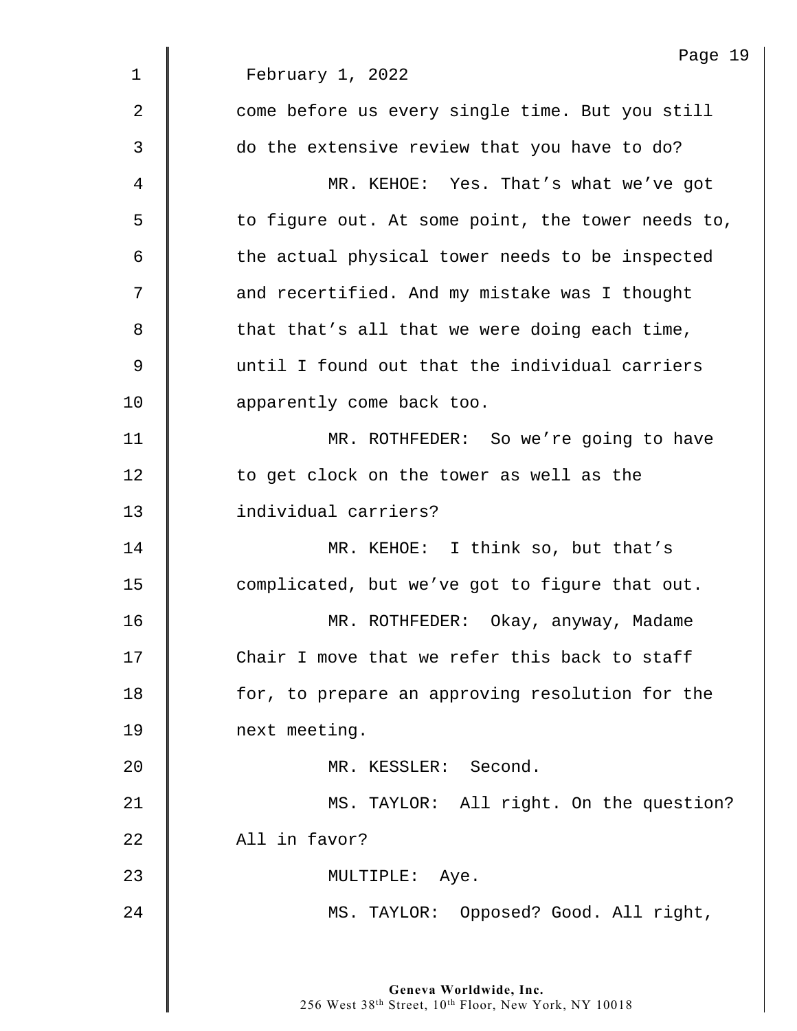February 1, 2022

come before us every single time. But you still do the extensive review that you have to do?

MR. KEHOE: Yes. That's what we've got to figure out. At some point, the tower needs to, the actual physical tower needs to be inspected and recertified. And my mistake was I thought that that's all that we were doing each time, until I found out that the individual carriers apparently come back too.

MR. ROTHFEDER: So we're going to have to get clock on the tower as well as the individual carriers?

MR. KEHOE: I think so, but that's complicated, but we've got to figure that out.

MR. ROTHFEDER: Okay, anyway, Madame Chair I move that we refer this back to staff for, to prepare an approving resolution for the next meeting.

MR. KESSLER: Second.

MS. TAYLOR: All right. On the question? All in favor?

MULTIPLE: Aye.

MS. TAYLOR: Opposed? Good. All right,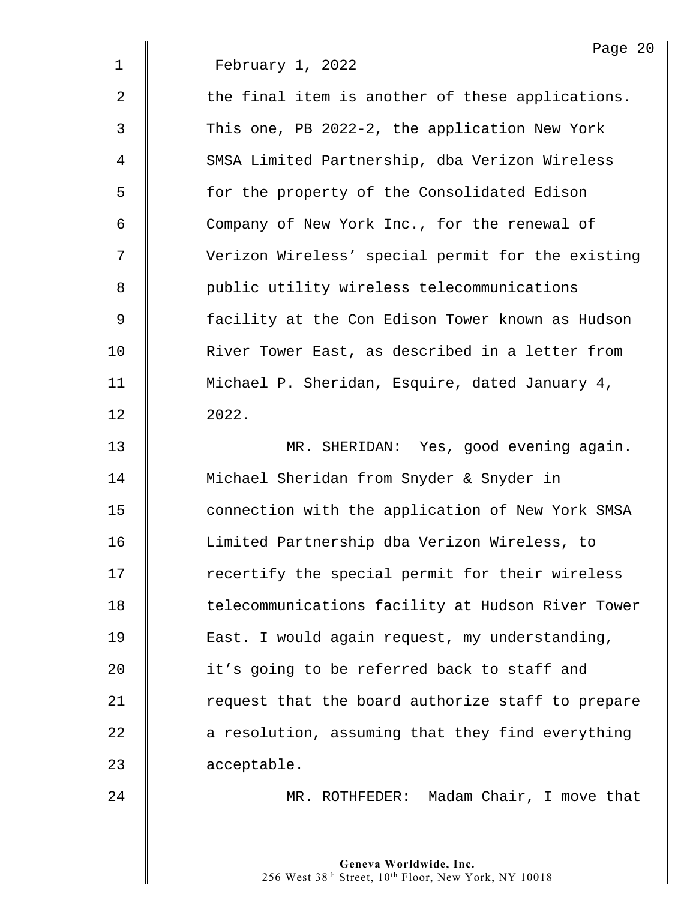February 1, 2022

the final item is another of these applications. This one, PB 2022-2, the application New York SMSA Limited Partnership, dba Verizon Wireless for the property of the Consolidated Edison Company of New York Inc., for the renewal of Verizon Wireless' special permit for the existing public utility wireless telecommunications facility at the Con Edison Tower known as Hudson River Tower East, as described in a letter from Michael P. Sheridan, Esquire, dated January 4, 2022.

MR. SHERIDAN: Yes, good evening again. Michael Sheridan from Snyder & Snyder in connection with the application of New York SMSA Limited Partnership dba Verizon Wireless, to recertify the special permit for their wireless telecommunications facility at Hudson River Tower East. I would again request, my understanding, it's going to be referred back to staff and request that the board authorize staff to prepare a resolution, assuming that they find everything acceptable.

MR. ROTHFEDER: Madam Chair, I move that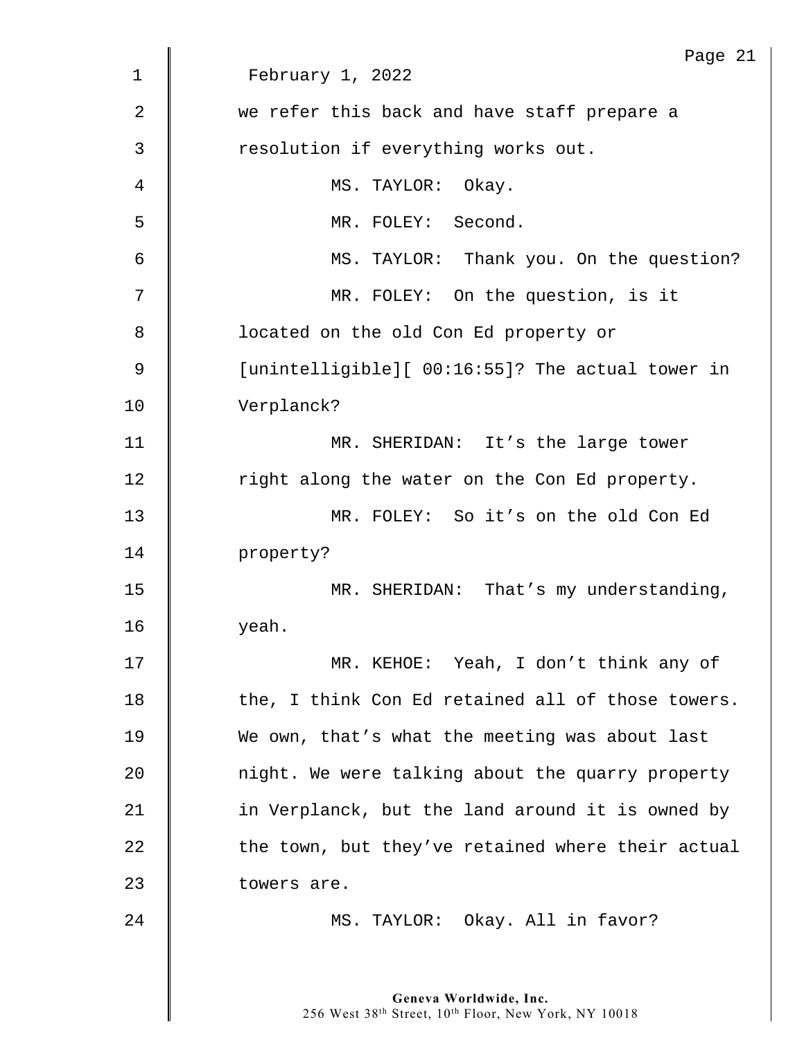February 1, 2022

we refer this back and have staff prepare a resolution if everything works out.

MS. TAYLOR: Okay.

MR. FOLEY: Second.

MS. TAYLOR: Thank you. On the question?

MR. FOLEY: On the question, is it located on the old Con Ed property or [unintelligible][ 00:16:55]? The actual tower in Verplanck?

MR. SHERIDAN: It's the large tower right along the water on the Con Ed property.

MR. FOLEY: So it's on the old Con Ed property?

MR. SHERIDAN: That's my understanding, yeah.

MR. KEHOE: Yeah, I don't think any of the, I think Con Ed retained all of those towers. We own, that's what the meeting was about last night. We were talking about the quarry property in Verplanck, but the land around it is owned by the town, but they've retained where their actual towers are.

MS. TAYLOR: Okay. All in favor?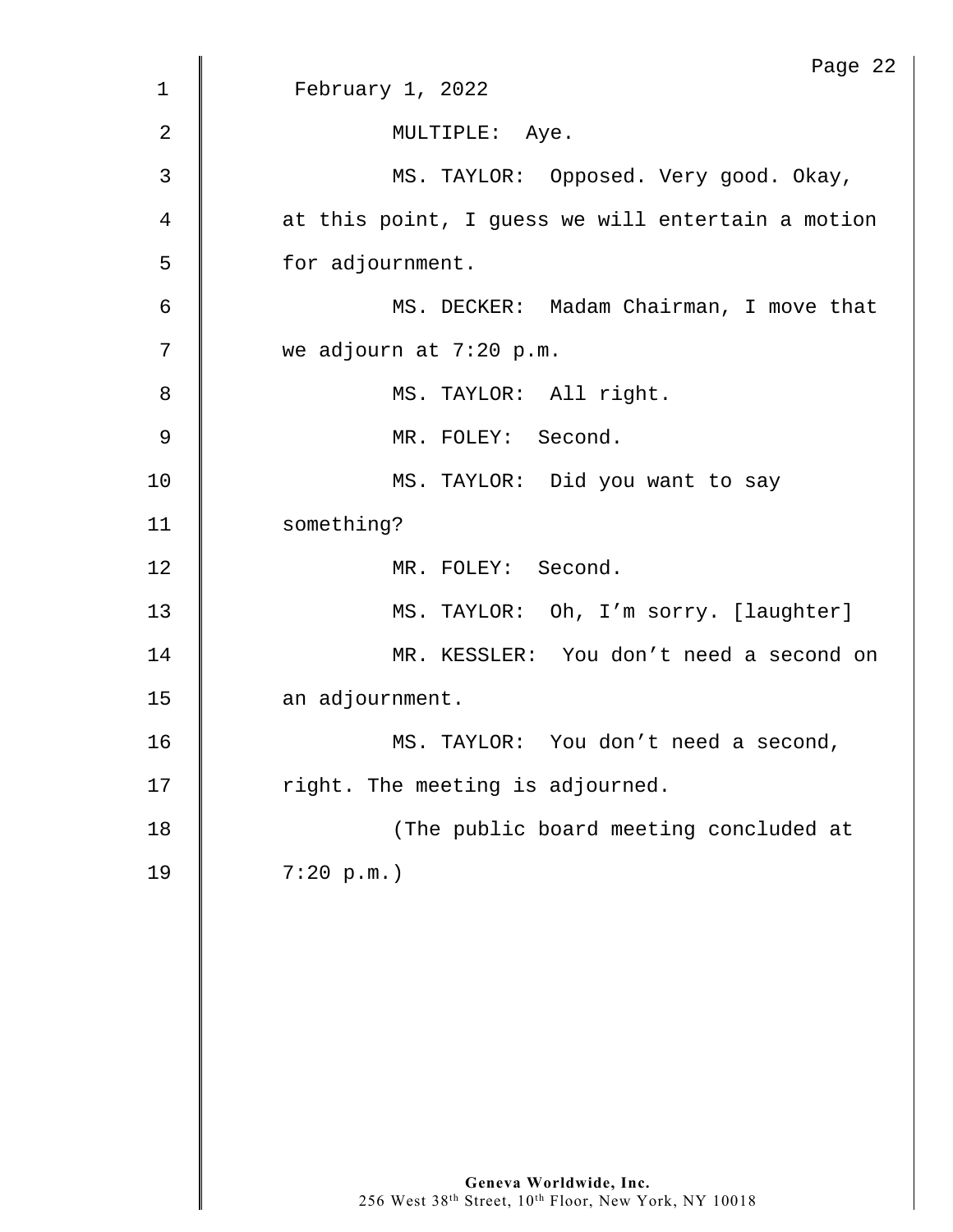February 1, 2022

MULTIPLE: Aye.

MS. TAYLOR: Opposed. Very good. Okay, at this point, I guess we will entertain a motion for adjournment.

MS. DECKER: Madam Chairman, I move that we adjourn at 7:20 p.m.

MS. TAYLOR: All right.

MR. FOLEY: Second.

MS. TAYLOR: Did you want to say something?

MR. FOLEY: Second.

MS. TAYLOR: Oh, I'm sorry. [laughter]

MR. KESSLER: You don't need a second on an adjournment.

MS. TAYLOR: You don't need a second, right. The meeting is adjourned.

(The public board meeting concluded at 7:20 p.m.)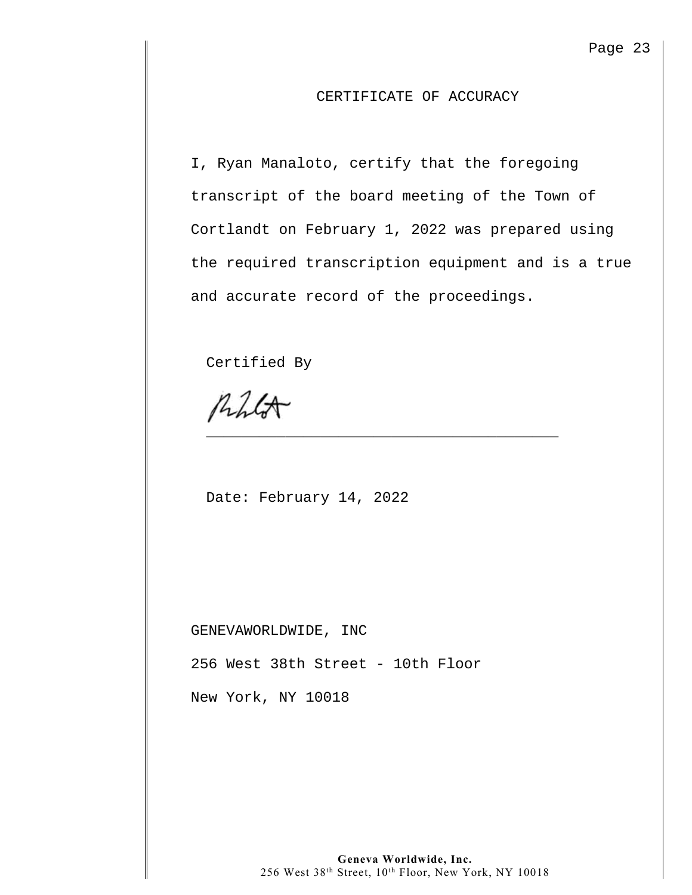# CERTIFICATE OF ACCURACY

I, Ryan Manaloto, certify that the foregoing transcript of the board meeting of the Town of Cortlandt on February 1, 2022 was prepared using the required transcription equipment and is a true and accurate record of the proceedings.

Certified By

\_\_\_\_\_\_\_\_\_\_\_\_\_\_\_\_\_\_\_\_\_\_\_\_\_\_\_\_\_\_\_\_\_\_\_\_\_\_\_\_

Date: February 14, 2022

GENEVAWORLDWIDE, INC

256 West 38th Street - 10th Floor

New York, NY 10018